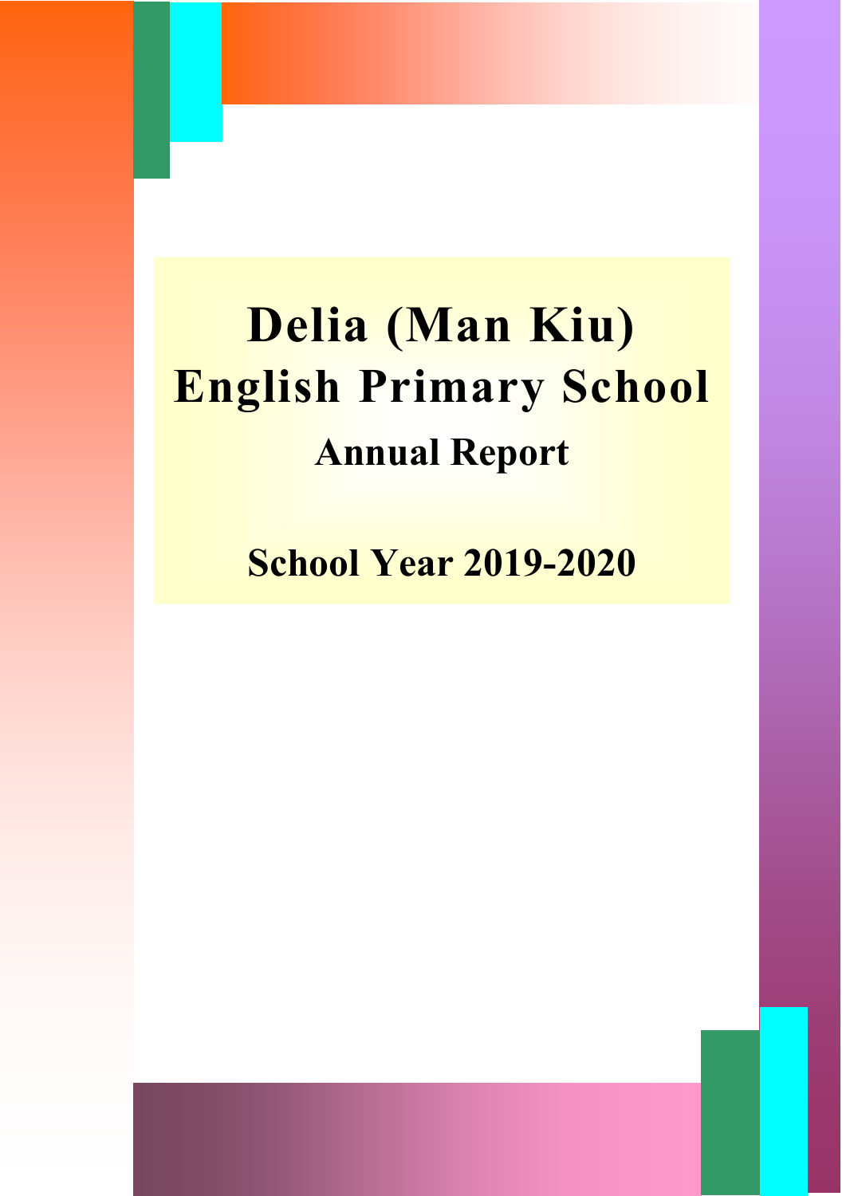# Delia (Man Kiu) English Primary School

## Annual Report

## School Year 2019-2020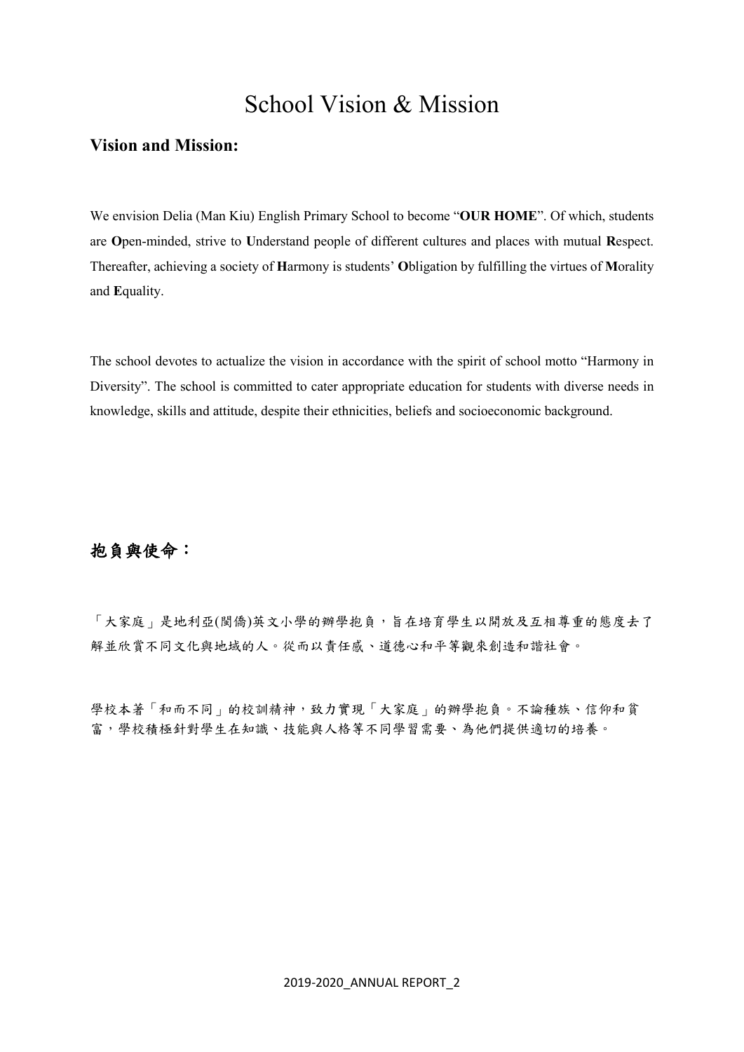# School Vision & Mission

## Vision and Mission:

We envision Delia (Man Kiu) English Primary School to become "**OUR HOME**". Of which, students are **O**pen-minded, strive to **U**nderstand people of different cultures and places with mutual **R**espect. Thereafter, achieving a society of **H**armony is students' **O**bligation by fulfilling the virtues of **M**orality and **E**quality.

The school devotes to actualize the vision in accordance with the spirit of school motto "Harmony in Diversity". The school is committed to cater appropriate education for students with diverse needs in knowledge, skills and attitude, despite their ethnicities, beliefs and socioeconomic background.

## 抱負與使命：

「大家庭」是地利亞(閩僑)英文小學的辦學抱負，旨在培育學生以開放及互相尊重的態度去了解並欣賞不同文化與地域的人。從而以責任感、道德心和平等觀來創造和諧社會。

學校本著「和而不同」的校訓精神，致力實現「大家庭」的辦學抱負。不論種族、信仰和貧富，學校積極針對學生在知識、技能與人格等不同學習需要、為他們提供適切的培養。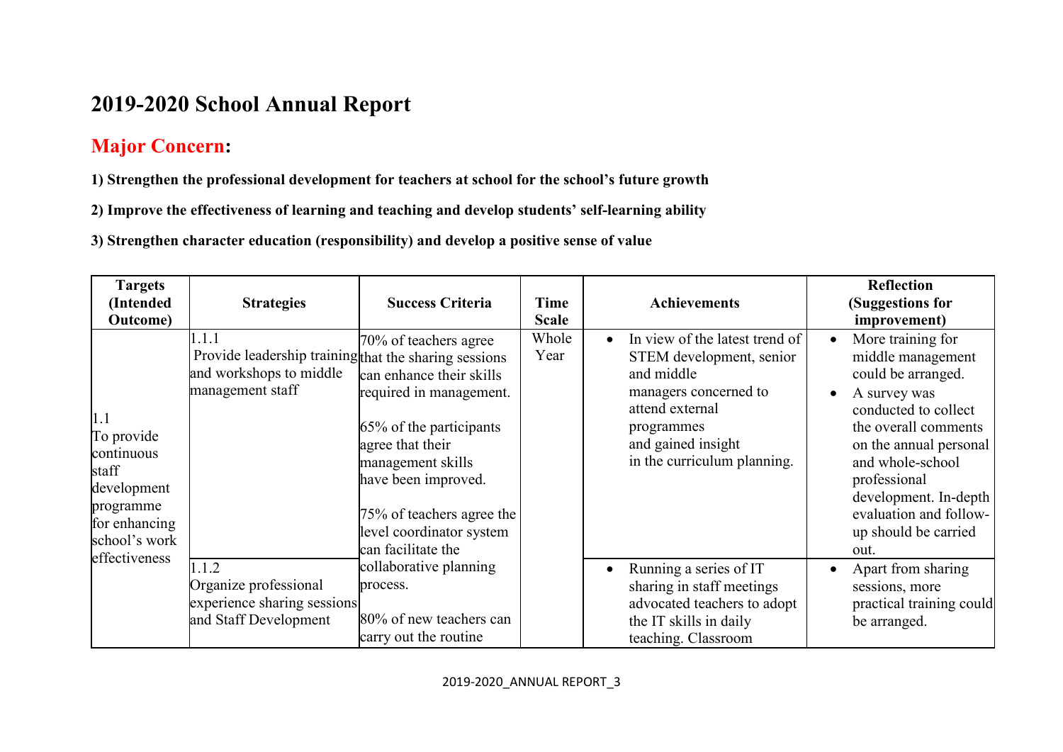# 2019-2020 School Annual Report

## Major Concern:

**1) Strengthen the professional development for teachers at school for the school's future growth**

**2) Improve the effectiveness of learning and teaching and develop students' self-learning ability**

**3) Strengthen character education (responsibility) and develop a positive sense of value**

| Targets (Intended Outcome) | Strategies | Success Criteria | Time Scale | Achievements | Reflection (Suggestions for improvement) |
|---|---|---|---|---|---|
| 1.1 To provide continuous staff development programme for enhancing school's work effectiveness | 1.1.1 Provide leadership training and workshops to middle management staff | 70% of teachers agree that the sharing sessions can enhance their skills required in management.<br><br>65% of the participants agree that their management skills have been improved.<br><br>75% of teachers agree the level coordinator system can facilitate the collaborative planning process.<br><br>80% of new teachers can carry out the routine | Whole Year | • In view of the latest trend of STEM development, senior and middle managers concerned to attend external programmes and gained insight in the curriculum planning. | • More training for middle management could be arranged.<br>• A survey was conducted to collect the overall comments on the annual personal and whole-school professional development. In-depth evaluation and follow-up should be carried out. |
| | 1.1.2 Organize professional experience sharing sessions and Staff Development | | | • Running a series of IT sharing in staff meetings advocated teachers to adopt the IT skills in daily teaching. Classroom | • Apart from sharing sessions, more practical training could be arranged. |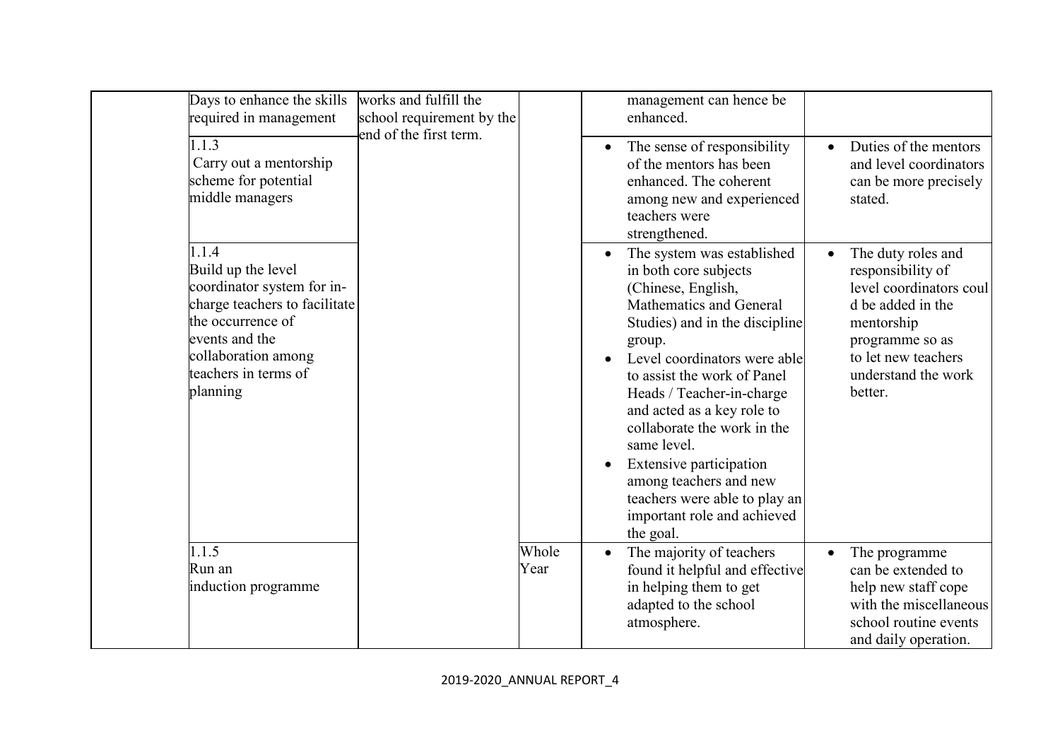| | | | | | |
|---|---|---|---|---|---|
| | Days to enhance the skills required in management | works and fulfill the school requirement by the end of the first term. | | management can hence be enhanced. | |
| | 1.1.3<br>Carry out a mentorship scheme for potential middle managers | | | • The sense of responsibility of the mentors has been enhanced. The coherent among new and experienced teachers were strengthened. | • Duties of the mentors and level coordinators can be more precisely stated. |
| | 1.1.4<br>Build up the level coordinator system for in-charge teachers to facilitate the occurrence of events and the collaboration among teachers in terms of planning | | | • The system was established in both core subjects (Chinese, English, Mathematics and General Studies) and in the discipline group.<br>• Level coordinators were able to assist the work of Panel Heads / Teacher-in-charge and acted as a key role to collaborate the work in the same level.<br>• Extensive participation among teachers and new teachers were able to play an important role and achieved the goal. | • The duty roles and responsibility of level coordinators could be added in the mentorship programme so as to let new teachers understand the work better. |
| | 1.1.5<br>Run an induction programme | | Whole Year | • The majority of teachers found it helpful and effective in helping them to get adapted to the school atmosphere. | • The programme can be extended to help new staff cope with the miscellaneous school routine events and daily operation. |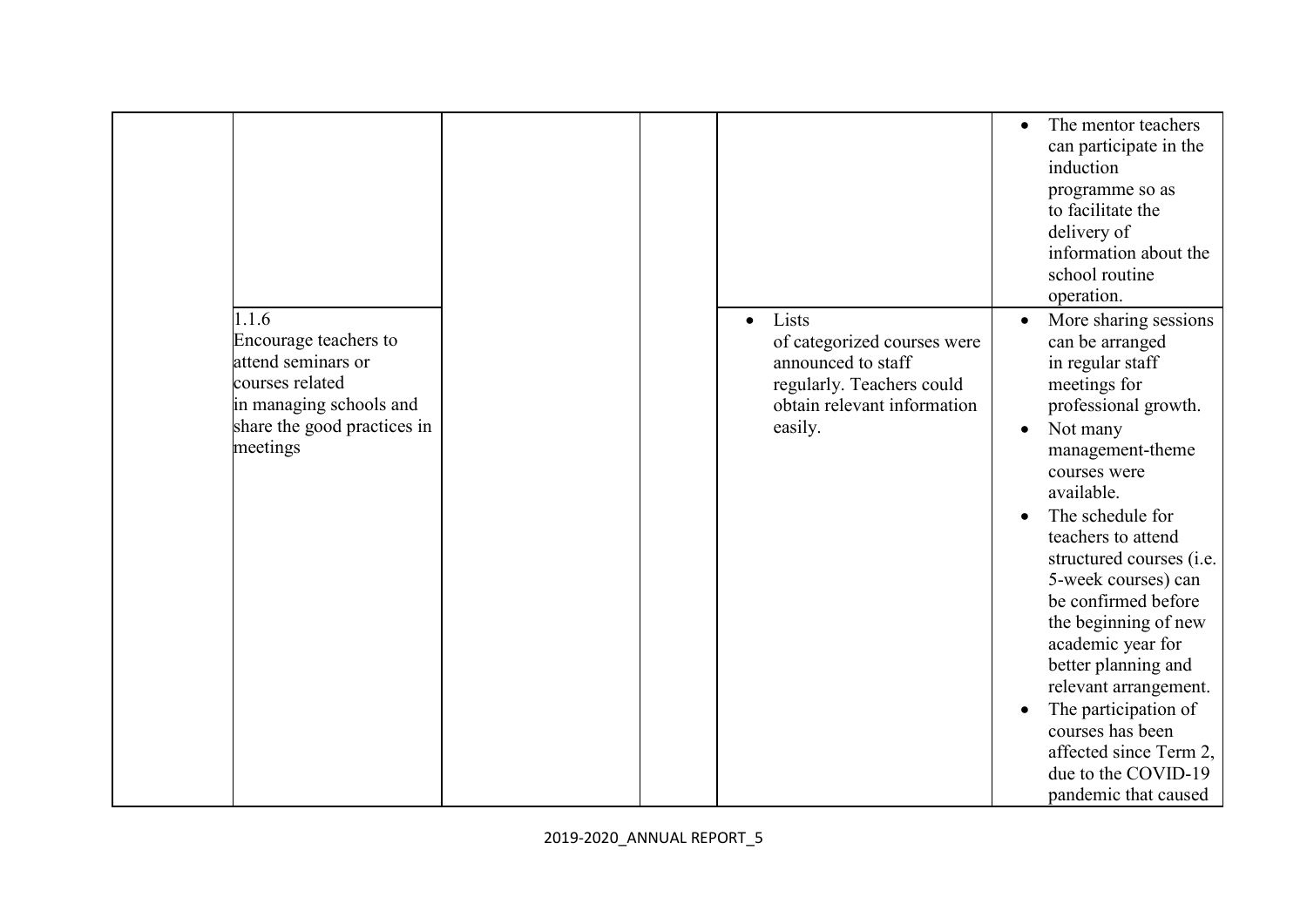| | | | | | |
|---|---|---|---|---|---|
| | | | | | <ul><li>The mentor teachers can participate in the induction programme so as to facilitate the delivery of information about the school routine operation.</li></ul> |
| | 1.1.6<br>Encourage teachers to attend seminars or courses related in managing schools and share the good practices in meetings | | | <ul><li>Lists of categorized courses were announced to staff regularly. Teachers could obtain relevant information easily.</li></ul> | <ul><li>More sharing sessions can be arranged in regular staff meetings for professional growth.</li><li>Not many management-theme courses were available.</li><li>The schedule for teachers to attend structured courses (i.e. 5-week courses) can be confirmed before the beginning of new academic year for better planning and relevant arrangement.</li><li>The participation of courses has been affected since Term 2, due to the COVID-19 pandemic that caused</li></ul> |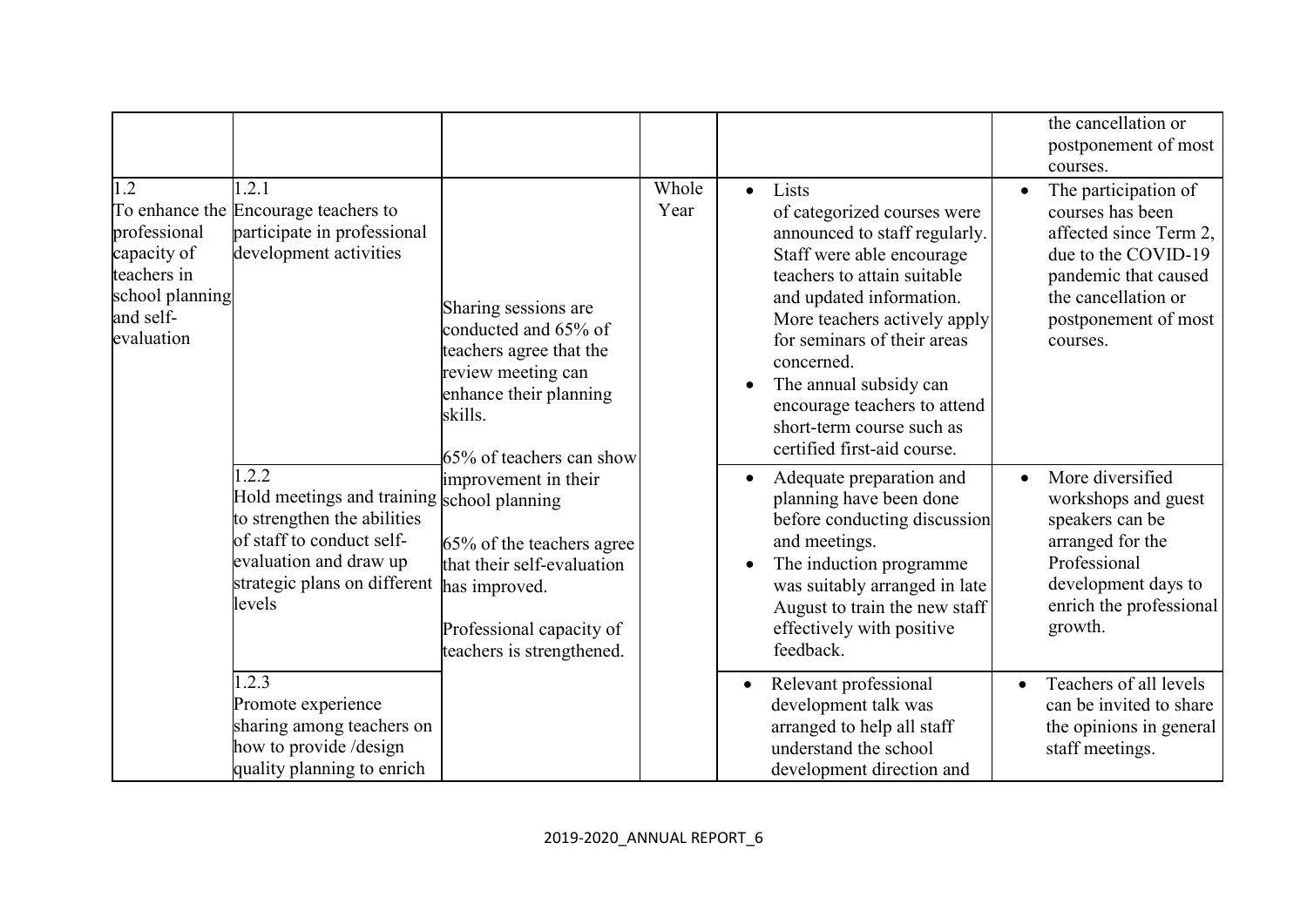|  |  |  |  |  |  |
|---|---|---|---|---|---|
|  |  |  |  |  | the cancellation or postponement of most courses. |
| 1.2<br>To enhance the professional capacity of teachers in school planning and self-evaluation | 1.2.1<br>Encourage teachers to participate in professional development activities | Sharing sessions are conducted and 65% of teachers agree that the review meeting can enhance their planning skills.<br><br>65% of teachers can show improvement in their school planning<br><br>65% of the teachers agree that their self-evaluation has improved.<br><br>Professional capacity of teachers is strengthened. | Whole Year | • Lists of categorized courses were announced to staff regularly. Staff were able encourage teachers to attain suitable and updated information. More teachers actively apply for seminars of their areas concerned.<br>• The annual subsidy can encourage teachers to attend short-term course such as certified first-aid course. | • The participation of courses has been affected since Term 2, due to the COVID-19 pandemic that caused the cancellation or postponement of most courses. |
|  | 1.2.2<br>Hold meetings and training to strengthen the abilities of staff to conduct self-evaluation and draw up strategic plans on different levels |  |  | • Adequate preparation and planning have been done before conducting discussion and meetings.<br>• The induction programme was suitably arranged in late August to train the new staff effectively with positive feedback. | • More diversified workshops and guest speakers can be arranged for the Professional development days to enrich the professional growth. |
|  | 1.2.3<br>Promote experience sharing among teachers on how to provide /design quality planning to enrich |  |  | • Relevant professional development talk was arranged to help all staff understand the school development direction and | • Teachers of all levels can be invited to share the opinions in general staff meetings. |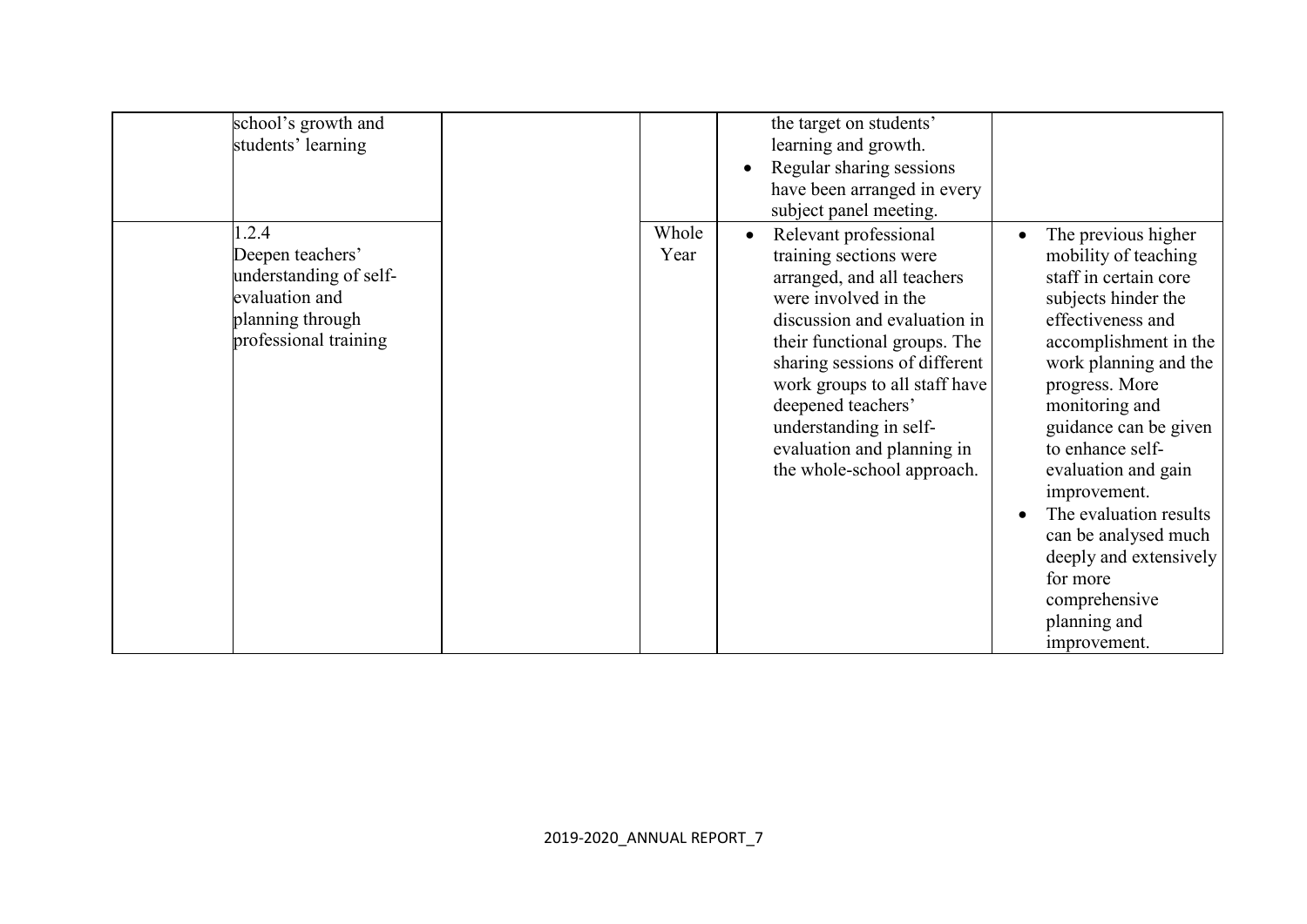| | | | | | |
|---|---|---|---|---|---|
| | school's growth and students' learning | | | • the target on students' learning and growth.<br>• Regular sharing sessions have been arranged in every subject panel meeting. | |
| | 1.2.4<br>Deepen teachers' understanding of self-evaluation and planning through professional training | | Whole Year | • Relevant professional training sections were arranged, and all teachers were involved in the discussion and evaluation in their functional groups. The sharing sessions of different work groups to all staff have deepened teachers' understanding in self-evaluation and planning in the whole-school approach. | • The previous higher mobility of teaching staff in certain core subjects hinder the effectiveness and accomplishment in the work planning and the progress. More monitoring and guidance can be given to enhance self-evaluation and gain improvement.<br>• The evaluation results can be analysed much deeply and extensively for more comprehensive planning and improvement. |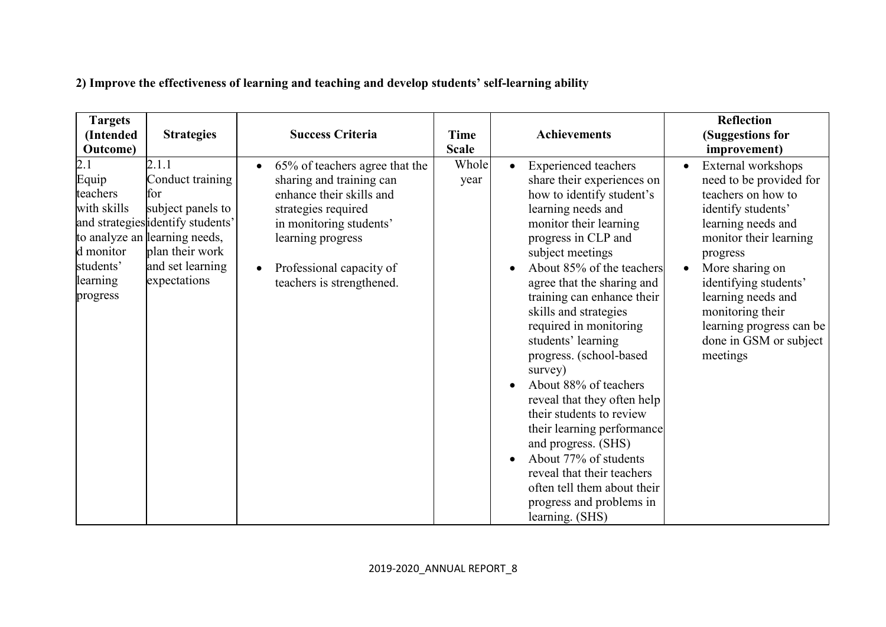**2) Improve the effectiveness of learning and teaching and develop students' self-learning ability**

| Targets (Intended Outcome) | Strategies | Success Criteria | Time Scale | Achievements | Reflection (Suggestions for improvement) |
|---|---|---|---|---|---|
| 2.1 Equip teachers with skills and strategies to analyze and monitor students' learning progress | 2.1.1 Conduct training for subject panels to identify students' learning needs, plan their work and set learning expectations | • 65% of teachers agree that the sharing and training can enhance their skills and strategies required in monitoring students' learning progress<br>• Professional capacity of teachers is strengthened. | Whole year | • Experienced teachers share their experiences on how to identify student's learning needs and monitor their learning progress in CLP and subject meetings<br>• About 85% of the teachers agree that the sharing and training can enhance their skills and strategies required in monitoring students' learning progress. (school-based survey)<br>• About 88% of teachers reveal that they often help their students to review their learning performance and progress. (SHS)<br>• About 77% of students reveal that their teachers often tell them about their progress and problems in learning. (SHS) | • External workshops need to be provided for teachers on how to identify students' learning needs and monitor their learning progress<br>• More sharing on identifying students' learning needs and monitoring their learning progress can be done in GSM or subject meetings |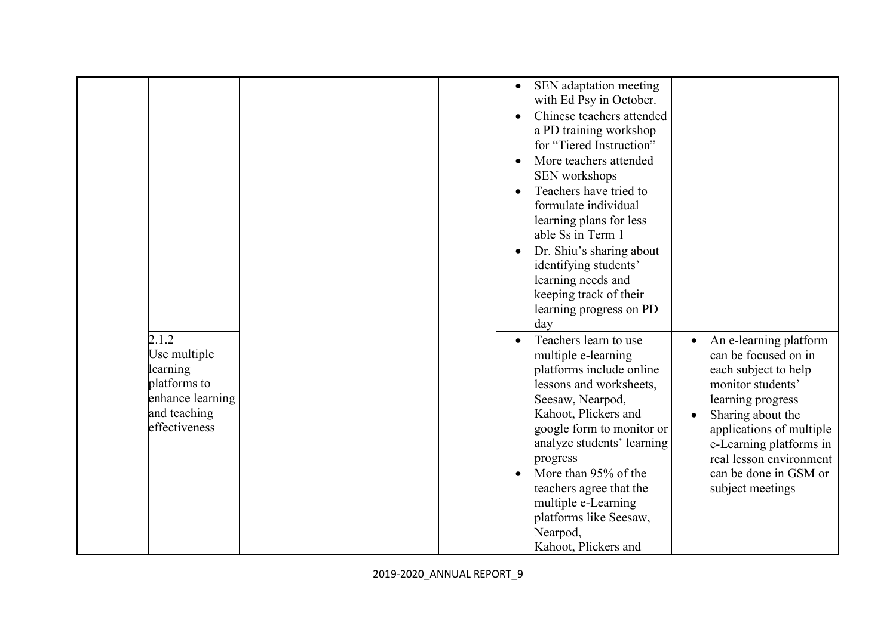| | | | | | |
|---|---|---|---|---|---|
| | | | | • SEN adaptation meeting with Ed Psy in October.<br>• Chinese teachers attended a PD training workshop for "Tiered Instruction"<br>• More teachers attended SEN workshops<br>• Teachers have tried to formulate individual learning plans for less able Ss in Term 1<br>• Dr. Shiu's sharing about identifying students' learning needs and keeping track of their learning progress on PD day | |
| | 2.1.2<br>Use multiple learning platforms to enhance learning and teaching effectiveness | | | • Teachers learn to use multiple e-learning platforms include online lessons and worksheets, Seesaw, Nearpod, Kahoot, Plickers and google form to monitor or analyze students' learning progress<br>• More than 95% of the teachers agree that the multiple e-Learning platforms like Seesaw, Nearpod, Kahoot, Plickers and | • An e-learning platform can be focused on in each subject to help monitor students' learning progress<br>• Sharing about the applications of multiple e-Learning platforms in real lesson environment can be done in GSM or subject meetings |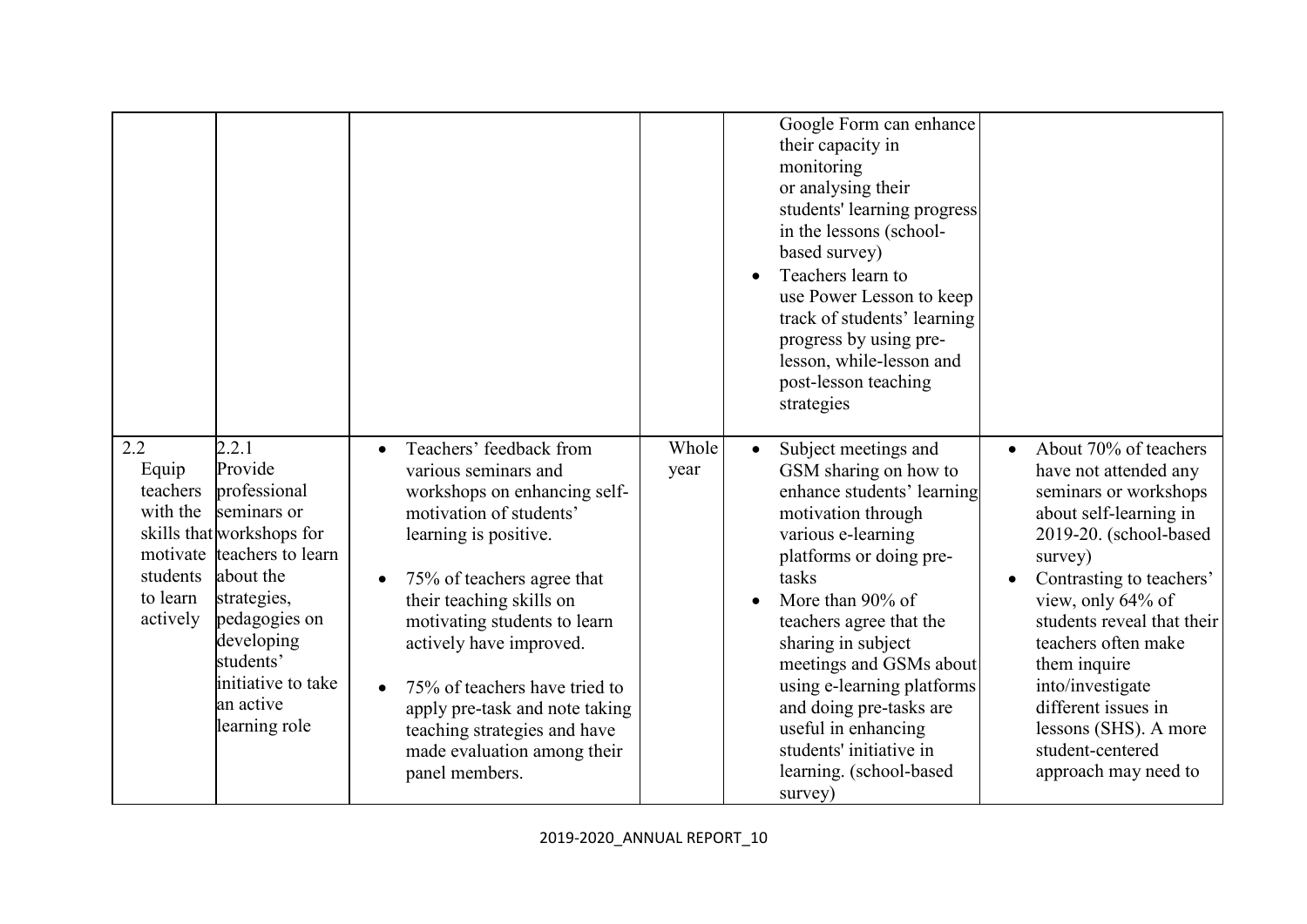| | | | | | |
|---|---|---|---|---|---|
| | | | | Google Form can enhance their capacity in monitoring or analysing their students' learning progress in the lessons (school-based survey)<br>• Teachers learn to use Power Lesson to keep track of students' learning progress by using pre-lesson, while-lesson and post-lesson teaching strategies | |
| 2.2 Equip teachers with the skills that motivate students to learn actively | 2.2.1 Provide professional seminars or workshops for teachers to learn about the strategies, pedagogies on developing students' initiative to take an active learning role | • Teachers' feedback from various seminars and workshops on enhancing self-motivation of students' learning is positive.<br>• 75% of teachers agree that their teaching skills on motivating students to learn actively have improved.<br>• 75% of teachers have tried to apply pre-task and note taking teaching strategies and have made evaluation among their panel members. | Whole year | • Subject meetings and GSM sharing on how to enhance students' learning motivation through various e-learning platforms or doing pre-tasks<br>• More than 90% of teachers agree that the sharing in subject meetings and GSMs about using e-learning platforms and doing pre-tasks are useful in enhancing students' initiative in learning. (school-based survey) | • About 70% of teachers have not attended any seminars or workshops about self-learning in 2019-20. (school-based survey)<br>• Contrasting to teachers' view, only 64% of students reveal that their teachers often make them inquire into/investigate different issues in lessons (SHS). A more student-centered approach may need to |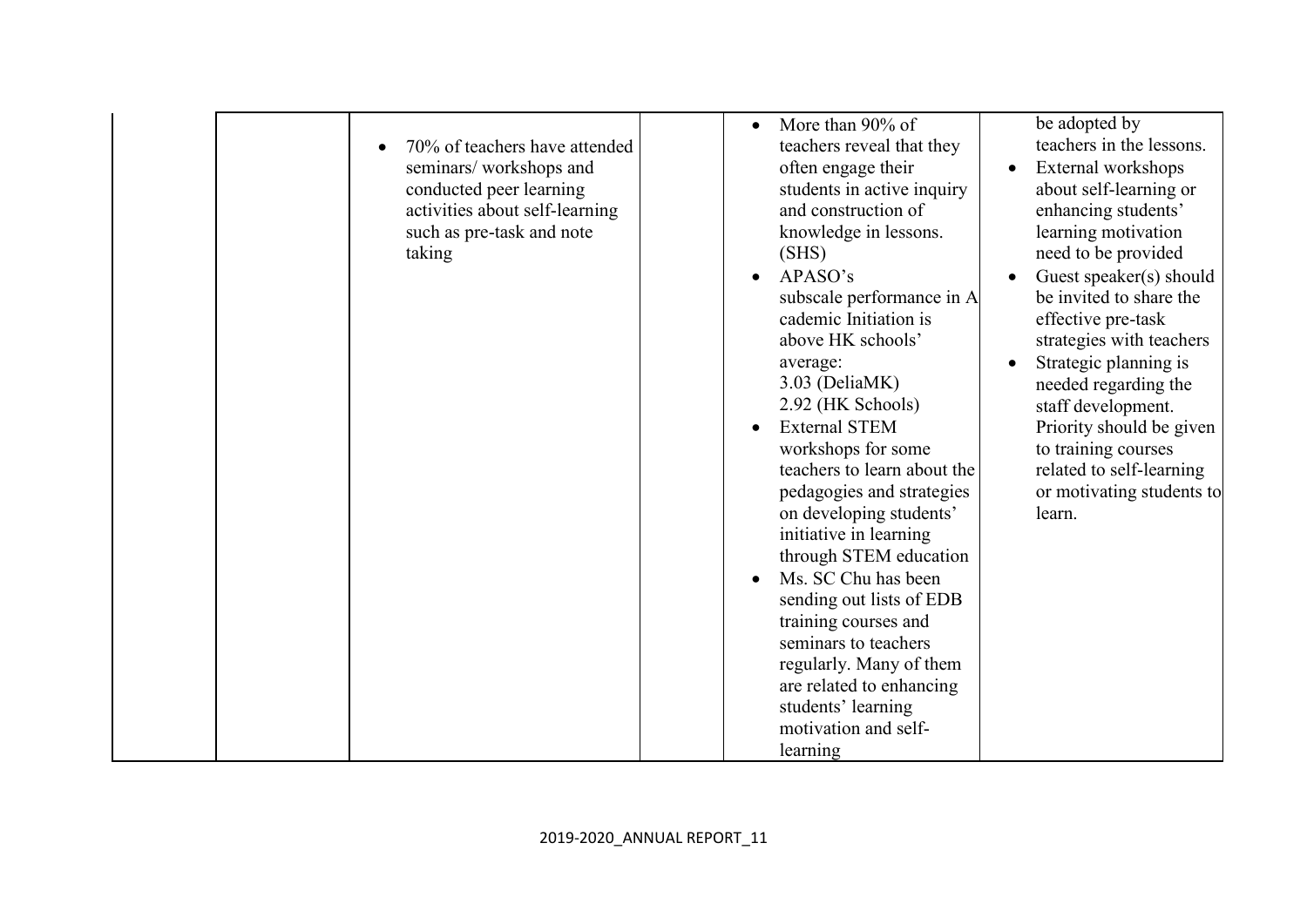|  |  |  |  |  |  |
|---|---|---|---|---|---|
|  |  | • 70% of teachers have attended seminars/ workshops and conducted peer learning activities about self-learning such as pre-task and note taking |  | • More than 90% of teachers reveal that they often engage their students in active inquiry and construction of knowledge in lessons. (SHS)<br>• APASO's subscale performance in Academic Initiation is above HK schools' average:<br>3.03 (DeliaMK)<br>2.92 (HK Schools)<br>• External STEM workshops for some teachers to learn about the pedagogies and strategies on developing students' initiative in learning through STEM education<br>• Ms. SC Chu has been sending out lists of EDB training courses and seminars to teachers regularly. Many of them are related to enhancing students' learning motivation and self-learning | be adopted by teachers in the lessons.<br>• External workshops about self-learning or enhancing students' learning motivation need to be provided<br>• Guest speaker(s) should be invited to share the effective pre-task strategies with teachers<br>• Strategic planning is needed regarding the staff development. Priority should be given to training courses related to self-learning or motivating students to learn. |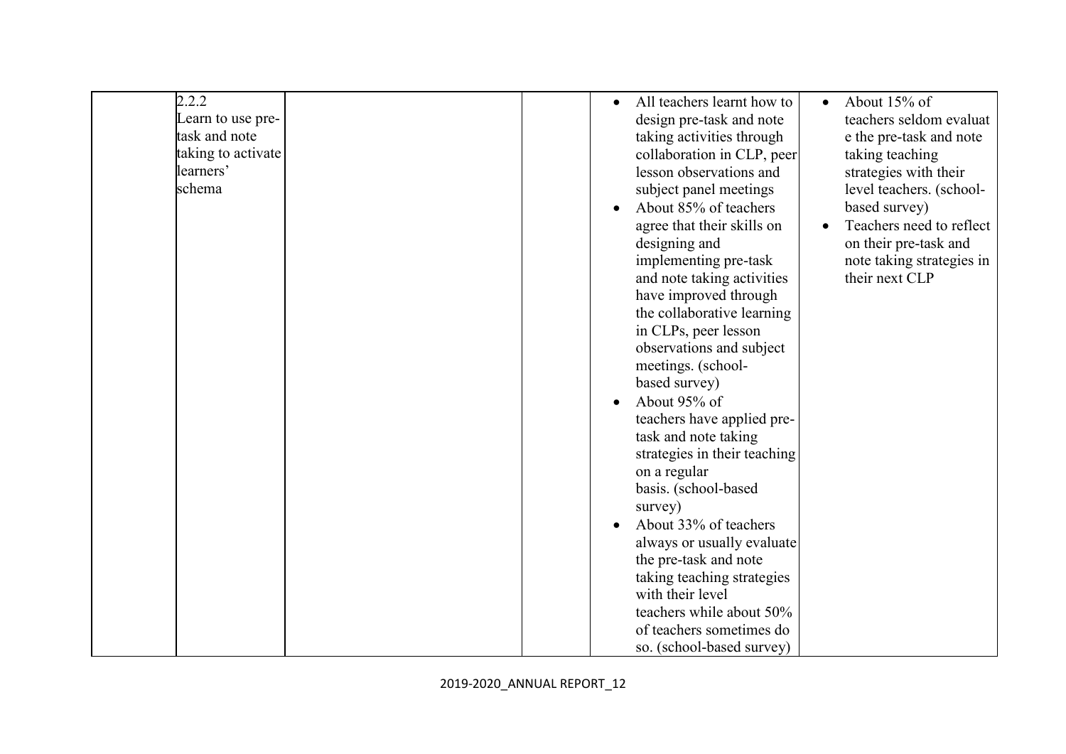| | | | | | |
|---|---|---|---|---|---|
| | 2.2.2<br>Learn to use pre-task and note taking to activate learners' schema | | | • All teachers learnt how to design pre-task and note taking activities through collaboration in CLP, peer lesson observations and subject panel meetings<br>• About 85% of teachers agree that their skills on designing and implementing pre-task and note taking activities have improved through the collaborative learning in CLPs, peer lesson observations and subject meetings. (school-based survey)<br>• About 95% of teachers have applied pre-task and note taking strategies in their teaching on a regular basis. (school-based survey)<br>• About 33% of teachers always or usually evaluate the pre-task and note taking teaching strategies with their level teachers while about 50% of teachers sometimes do so. (school-based survey) | • About 15% of teachers seldom evaluate the pre-task and note taking teaching strategies with their level teachers. (school-based survey)<br>• Teachers need to reflect on their pre-task and note taking strategies in their next CLP |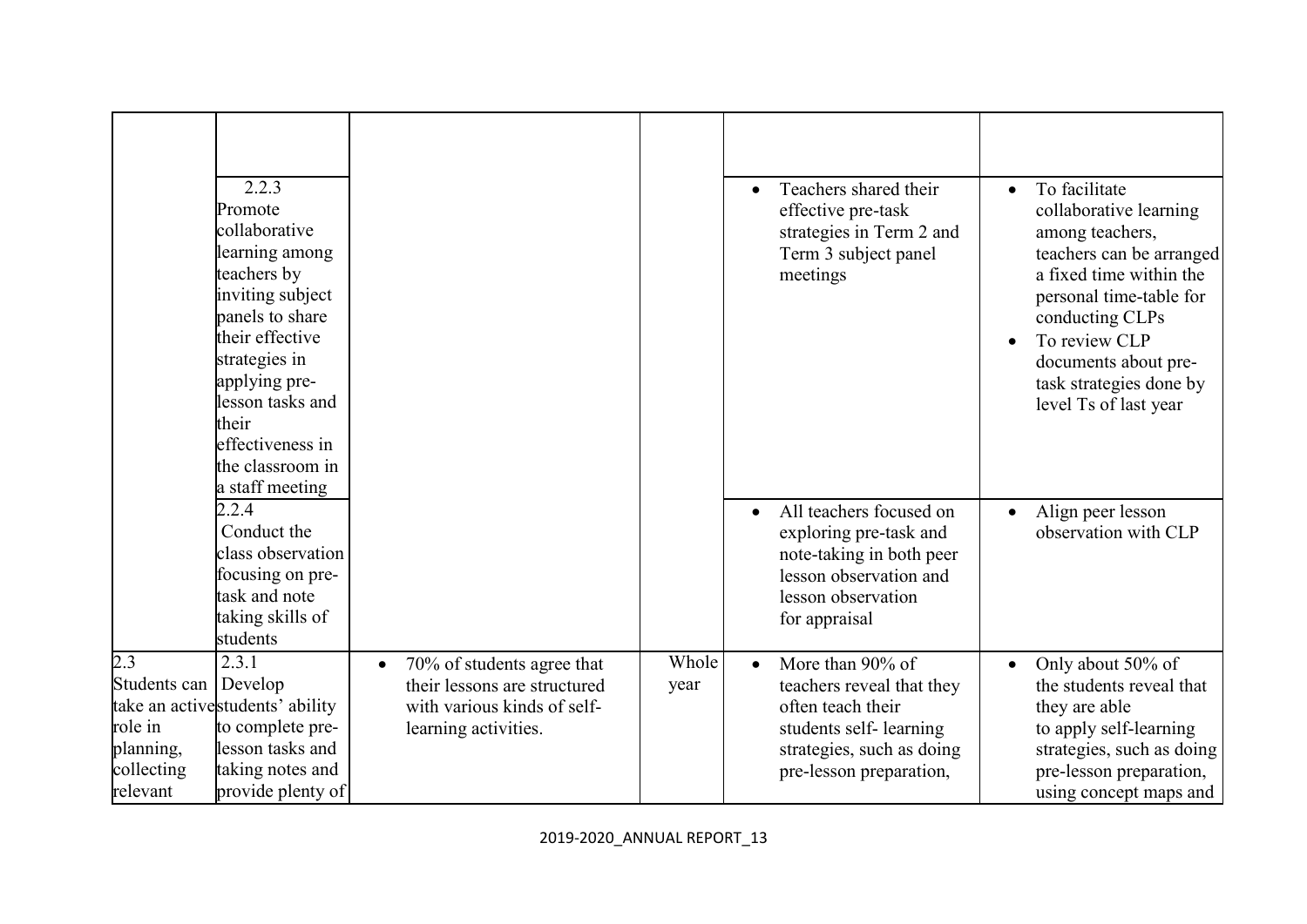| | | | | | |
|---|---|---|---|---|---|
| | | | | | |
| | 2.2.3 Promote collaborative learning among teachers by inviting subject panels to share their effective strategies in applying pre-lesson tasks and their effectiveness in the classroom in a staff meeting | | | • Teachers shared their effective pre-task strategies in Term 2 and Term 3 subject panel meetings | • To facilitate collaborative learning among teachers, teachers can be arranged a fixed time within the personal time-table for conducting CLPs<br>• To review CLP documents about pre-task strategies done by level Ts of last year |
| | 2.2.4 Conduct the class observation focusing on pre-task and note taking skills of students | | | • All teachers focused on exploring pre-task and note-taking in both peer lesson observation and lesson observation for appraisal | • Align peer lesson observation with CLP |
| 2.3 Students can take an active role in planning, collecting relevant | 2.3.1 Develop students' ability to complete pre-lesson tasks and taking notes and provide plenty of | • 70% of students agree that their lessons are structured with various kinds of self-learning activities. | Whole year | • More than 90% of teachers reveal that they often teach their students self- learning strategies, such as doing pre-lesson preparation, | • Only about 50% of the students reveal that they are able to apply self-learning strategies, such as doing pre-lesson preparation, using concept maps and |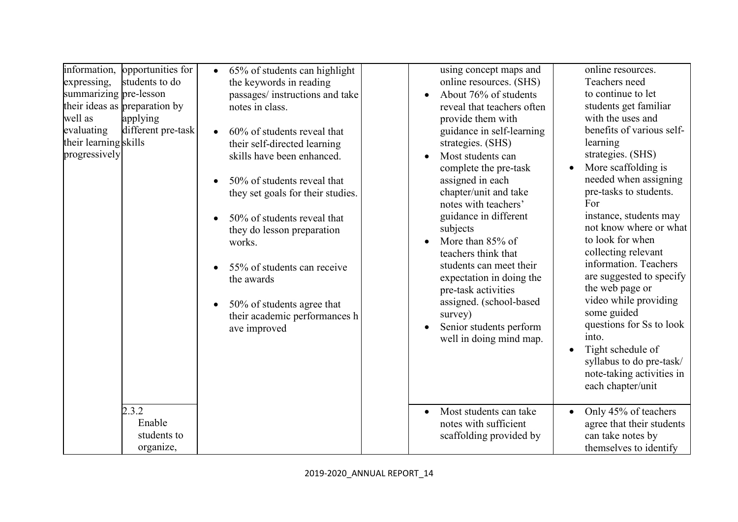| | | | | | |
|---|---|---|---|---|---|
| information, expressing, summarizing their ideas as well as evaluating their learning skills progressively | opportunities for students to do pre-lesson preparation by applying different pre-task skills | • 65% of students can highlight the keywords in reading passages/ instructions and take notes in class.<br><br>• 60% of students reveal that their self-directed learning skills have been enhanced.<br><br>• 50% of students reveal that they set goals for their studies.<br><br>• 50% of students reveal that they do lesson preparation works.<br><br>• 55% of students can receive the awards<br><br>• 50% of students agree that their academic performances h ave improved | | using concept maps and online resources. (SHS)<br>• About 76% of students reveal that teachers often provide them with guidance in self-learning strategies. (SHS)<br>• Most students can complete the pre-task assigned in each chapter/unit and take notes with teachers' guidance in different subjects<br>• More than 85% of teachers think that students can meet their expectation in doing the pre-task activities assigned. (school-based survey)<br>• Senior students perform well in doing mind map. | online resources. Teachers need to continue to let students get familiar with the uses and benefits of various self-learning strategies. (SHS)<br>• More scaffolding is needed when assigning pre-tasks to students. For instance, students may not know where or what to look for when collecting relevant information. Teachers are suggested to specify the web page or video while providing some guided questions for Ss to look into.<br>• Tight schedule of syllabus to do pre-task/ note-taking activities in each chapter/unit |
| | 2.3.2 Enable students to organize, | | | • Most students can take notes with sufficient scaffolding provided by | • Only 45% of teachers agree that their students can take notes by themselves to identify |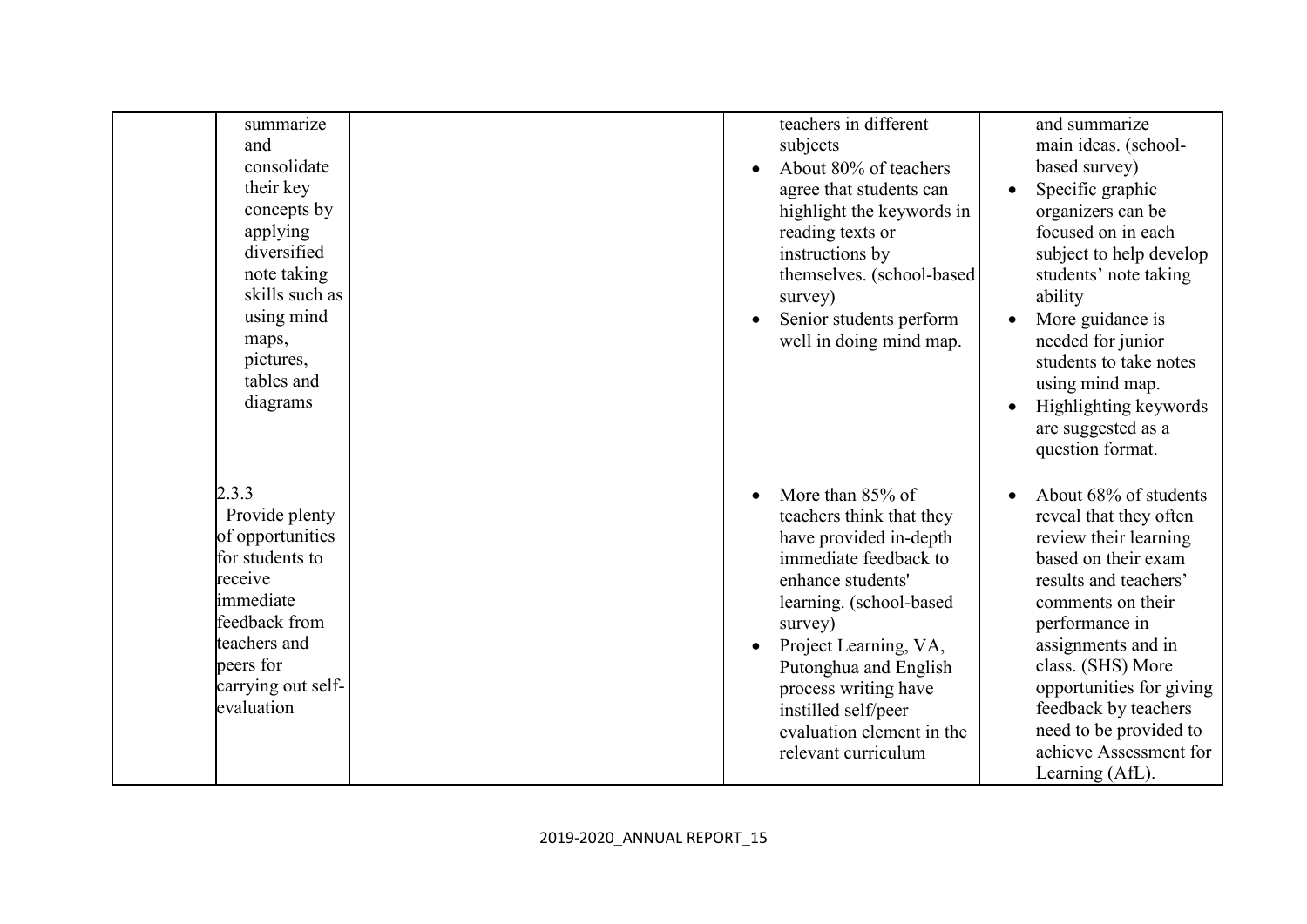|  |  |  |  |  |  |
|---|---|---|---|---|---|
|  | summarize and consolidate their key concepts by applying diversified note taking skills such as using mind maps, pictures, tables and diagrams |  |  | teachers in different subjects<br>• About 80% of teachers agree that students can highlight the keywords in reading texts or instructions by themselves. (school-based survey)<br>• Senior students perform well in doing mind map. | and summarize main ideas. (school-based survey)<br>• Specific graphic organizers can be focused on in each subject to help develop students' note taking ability<br>• More guidance is needed for junior students to take notes using mind map.<br>• Highlighting keywords are suggested as a question format. |
|  | 2.3.3 Provide plenty of opportunities for students to receive immediate feedback from teachers and peers for carrying out self-evaluation |  |  | • More than 85% of teachers think that they have provided in-depth immediate feedback to enhance students' learning. (school-based survey)<br>• Project Learning, VA, Putonghua and English process writing have instilled self/peer evaluation element in the relevant curriculum | • About 68% of students reveal that they often review their learning based on their exam results and teachers' comments on their performance in assignments and in class. (SHS) More opportunities for giving feedback by teachers need to be provided to achieve Assessment for Learning (AfL). |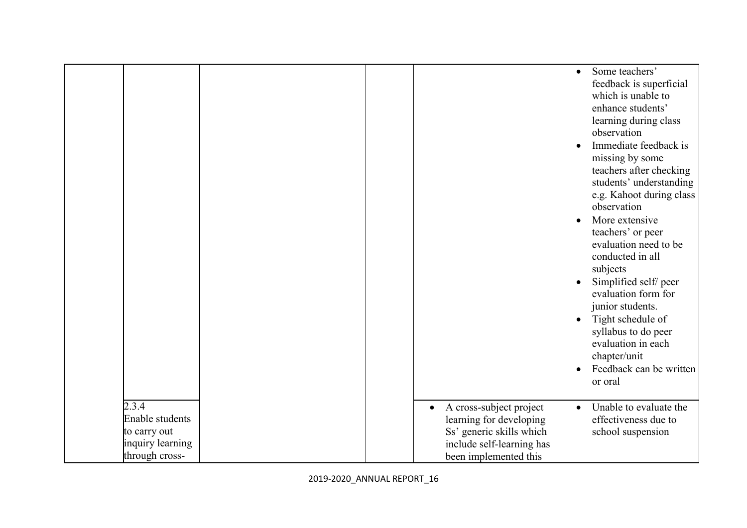| | | | | | |
|---|---|---|---|---|---|
| | | | | | • Some teachers' feedback is superficial which is unable to enhance students' learning during class observation<br>• Immediate feedback is missing by some teachers after checking students' understanding e.g. Kahoot during class observation<br>• More extensive teachers' or peer evaluation need to be conducted in all subjects<br>• Simplified self/ peer evaluation form for junior students.<br>• Tight schedule of syllabus to do peer evaluation in each chapter/unit<br>• Feedback can be written or oral |
| | 2.3.4<br>Enable students to carry out inquiry learning through cross- | | | • A cross-subject project learning for developing Ss' generic skills which include self-learning has been implemented this | • Unable to evaluate the effectiveness due to school suspension |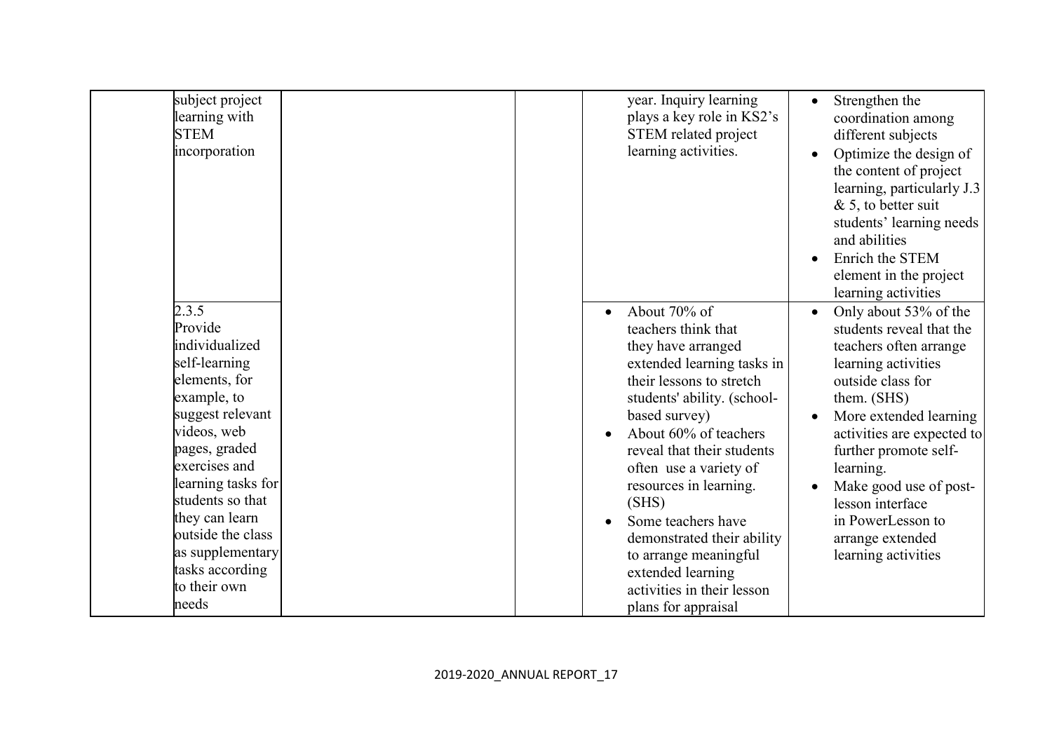| | | | | | |
|---|---|---|---|---|---|
| | subject project learning with STEM incorporation | | | year. Inquiry learning plays a key role in KS2's STEM related project learning activities. | • Strengthen the coordination among different subjects<br>• Optimize the design of the content of project learning, particularly J.3 & 5, to better suit students' learning needs and abilities<br>• Enrich the STEM element in the project learning activities |
| | 2.3.5<br>Provide individualized self-learning elements, for example, to suggest relevant videos, web pages, graded exercises and learning tasks for students so that they can learn outside the class as supplementary tasks according to their own needs | | | • About 70% of teachers think that they have arranged extended learning tasks in their lessons to stretch students' ability. (school-based survey)<br>• About 60% of teachers reveal that their students often use a variety of resources in learning. (SHS)<br>• Some teachers have demonstrated their ability to arrange meaningful extended learning activities in their lesson plans for appraisal | • Only about 53% of the students reveal that the teachers often arrange learning activities outside class for them. (SHS)<br>• More extended learning activities are expected to further promote self-learning.<br>• Make good use of post-lesson interface in PowerLesson to arrange extended learning activities |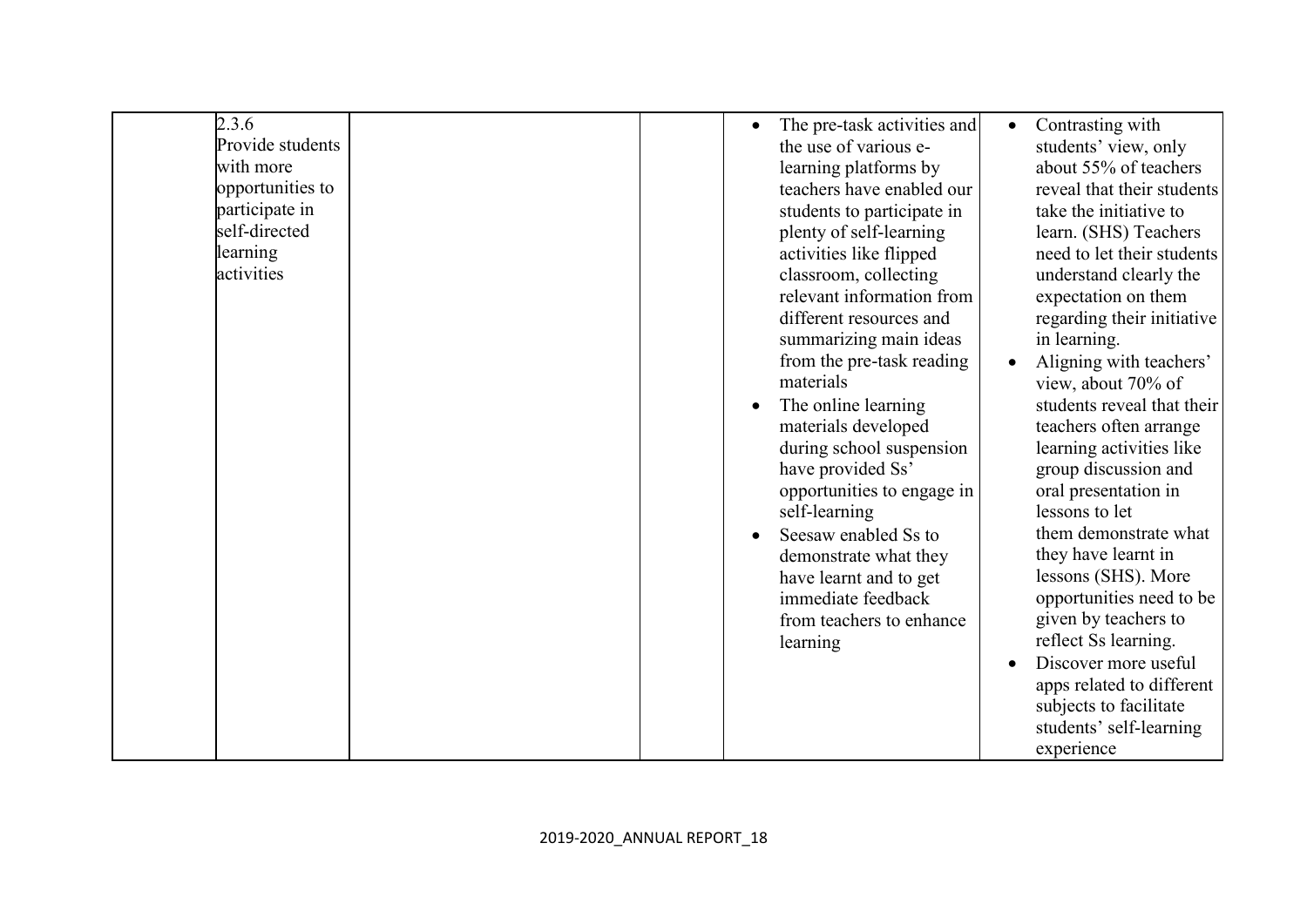| | | | | | |
|---|---|---|---|---|---|
| | 2.3.6 Provide students with more opportunities to participate in self-directed learning activities | | | • The pre-task activities and the use of various e-learning platforms by teachers have enabled our students to participate in plenty of self-learning activities like flipped classroom, collecting relevant information from different resources and summarizing main ideas from the pre-task reading materials<br>• The online learning materials developed during school suspension have provided Ss' opportunities to engage in self-learning<br>• Seesaw enabled Ss to demonstrate what they have learnt and to get immediate feedback from teachers to enhance learning | • Contrasting with students' view, only about 55% of teachers reveal that their students take the initiative to learn. (SHS) Teachers need to let their students understand clearly the expectation on them regarding their initiative in learning.<br>• Aligning with teachers' view, about 70% of students reveal that their teachers often arrange learning activities like group discussion and oral presentation in lessons to let them demonstrate what they have learnt in lessons (SHS). More opportunities need to be given by teachers to reflect Ss learning.<br>• Discover more useful apps related to different subjects to facilitate students' self-learning experience |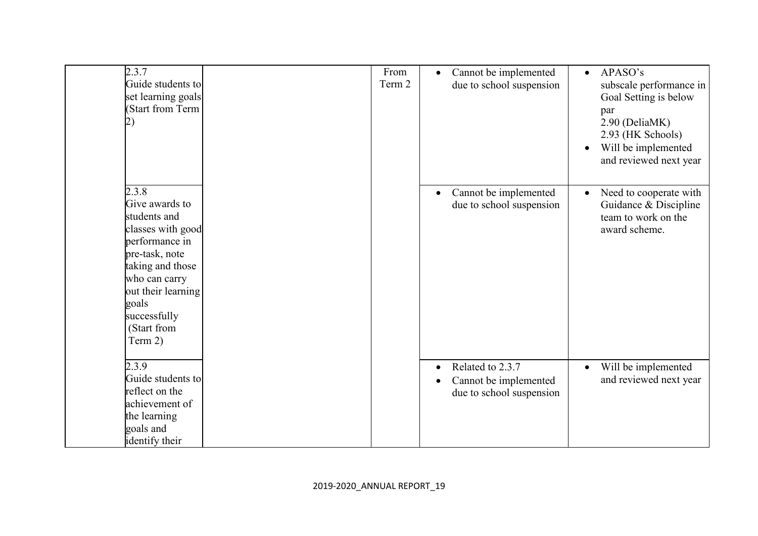| | | | | | |
|---|---|---|---|---|---|
| | 2.3.7 Guide students to set learning goals (Start from Term 2) | | From Term 2 | • Cannot be implemented due to school suspension | • APASO's subscale performance in Goal Setting is below par 2.90 (DeliaMK) 2.93 (HK Schools) • Will be implemented and reviewed next year |
| | 2.3.8 Give awards to students and classes with good performance in pre-task, note taking and those who can carry out their learning goals successfully (Start from Term 2) | | | • Cannot be implemented due to school suspension | • Need to cooperate with Guidance & Discipline team to work on the award scheme. |
| | 2.3.9 Guide students to reflect on the achievement of the learning goals and identify their | | | • Related to 2.3.7 • Cannot be implemented due to school suspension | • Will be implemented and reviewed next year |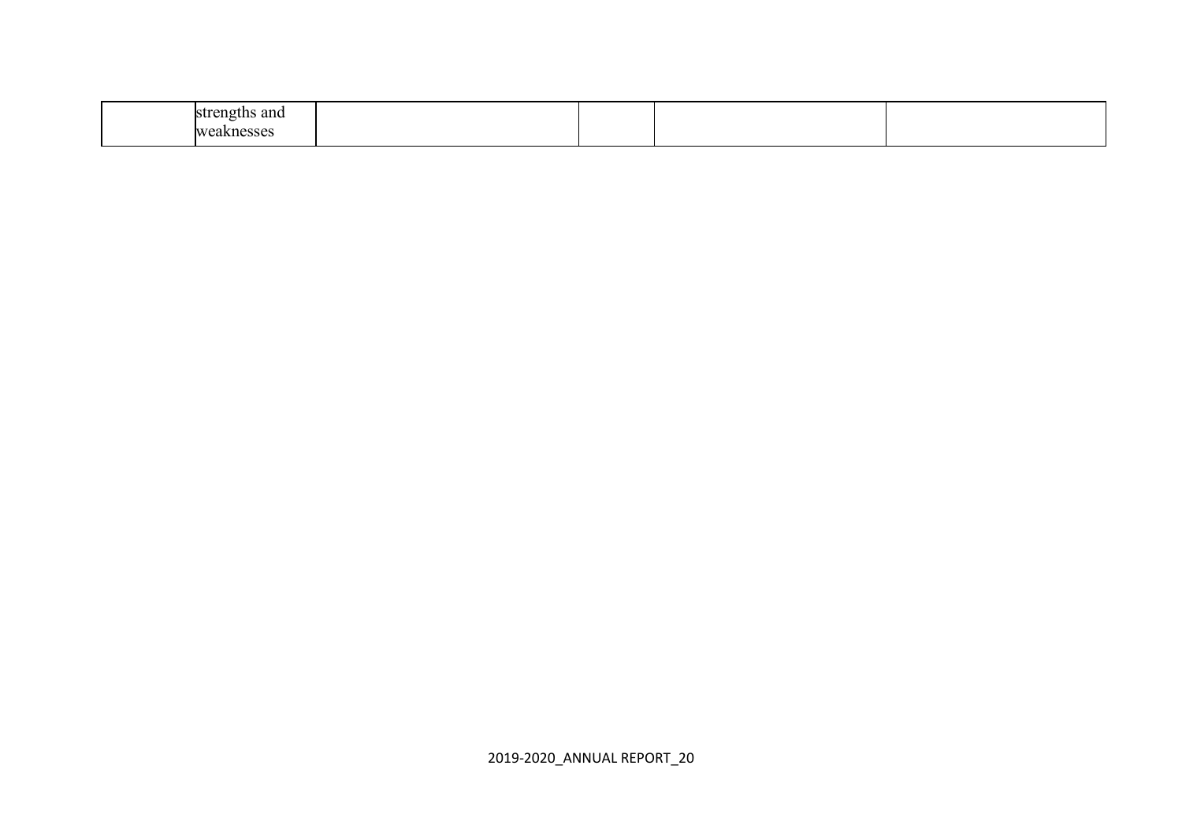| | | | | | |
|---|---|---|---|---|---|
| | strengths and weaknesses | | | | |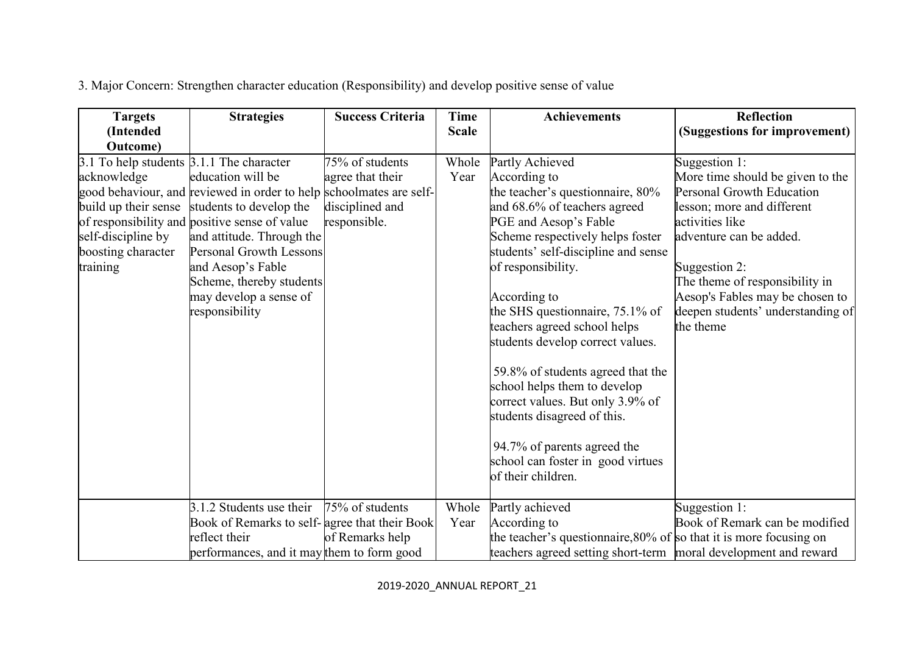3. Major Concern: Strengthen character education (Responsibility) and develop positive sense of value

| Targets (Intended Outcome) | Strategies | Success Criteria | Time Scale | Achievements | Reflection (Suggestions for improvement) |
|---|---|---|---|---|---|
| 3.1 To help students acknowledge good behaviour, and build up their sense of responsibility and self-discipline by boosting character training | 3.1.1 The character education will be reviewed in order to help students to develop the positive sense of value and attitude. Through the Personal Growth Lessons and Aesop's Fable Scheme, thereby students may develop a sense of responsibility | 75% of students agree that their schoolmates are self-disciplined and responsible. | Whole Year | Partly Achieved<br>According to the teacher's questionnaire, 80% and 68.6% of teachers agreed PGE and Aesop's Fable Scheme respectively helps foster students' self-discipline and sense of responsibility.<br><br>According to the SHS questionnaire, 75.1% of teachers agreed school helps students develop correct values.<br><br>59.8% of students agreed that the school helps them to develop correct values. But only 3.9% of students disagreed of this.<br><br>94.7% of parents agreed the school can foster in good virtues of their children. | Suggestion 1:<br>More time should be given to the Personal Growth Education lesson; more and different activities like adventure can be added.<br><br>Suggestion 2:<br>The theme of responsibility in Aesop's Fables may be chosen to deepen students' understanding of the theme |
| | 3.1.2 Students use their Book of Remarks to self-reflect their performances, and it may | 75% of students agree that their Book of Remarks help them to form good | Whole Year | Partly achieved<br>According to the teacher's questionnaire,80% of teachers agreed setting short-term | Suggestion 1:<br>Book of Remark can be modified so that it is more focusing on moral development and reward |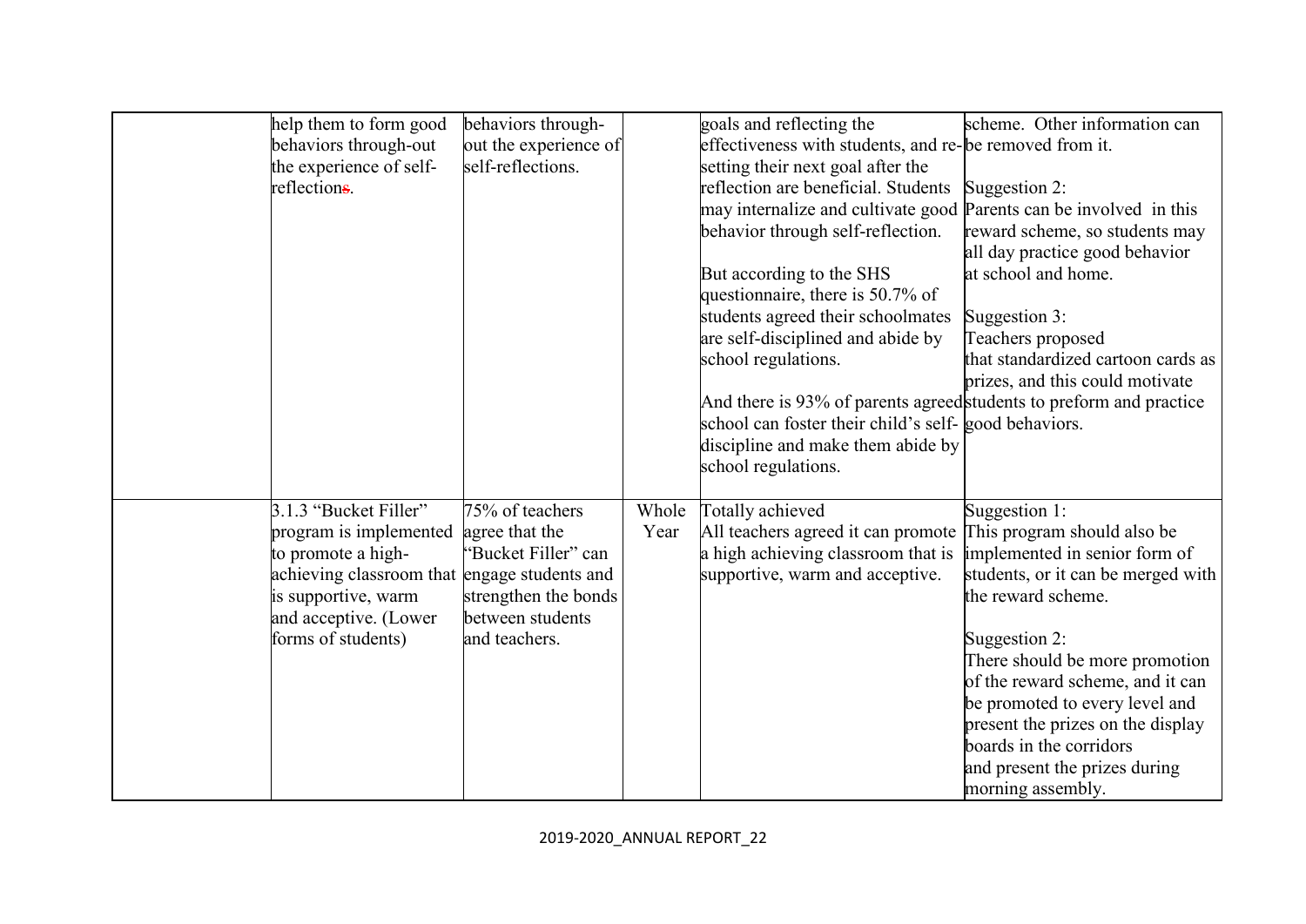|  |  |  |  |  |  |
|---|---|---|---|---|---|
|  | help them to form good behaviors through-out the experience of self-reflections. | behaviors through-out the experience of self-reflections. |  | goals and reflecting the effectiveness with students, and re-setting their next goal after the reflection are beneficial. Students may internalize and cultivate good behavior through self-reflection.<br><br>But according to the SHS questionnaire, there is 50.7% of students agreed their schoolmates are self-disciplined and abide by school regulations.<br><br>And there is 93% of parents agreed school can foster their child's self-discipline and make them abide by school regulations. | scheme. Other information can be removed from it.<br><br>Suggestion 2:<br>Parents can be involved in this reward scheme, so students may all day practice good behavior at school and home.<br><br>Suggestion 3:<br>Teachers proposed that standardized cartoon cards as prizes, and this could motivate students to preform and practice good behaviors. |
|  | 3.1.3 "Bucket Filler" program is implemented to promote a high-achieving classroom that is supportive, warm and acceptive. (Lower forms of students) | 75% of teachers agree that the "Bucket Filler" can engage students and strengthen the bonds between students and teachers. | Whole Year | Totally achieved<br>All teachers agreed it can promote a high achieving classroom that is supportive, warm and acceptive. | Suggestion 1:<br>This program should also be implemented in senior form of students, or it can be merged with the reward scheme.<br><br>Suggestion 2:<br>There should be more promotion of the reward scheme, and it can be promoted to every level and present the prizes on the display boards in the corridors and present the prizes during morning assembly. |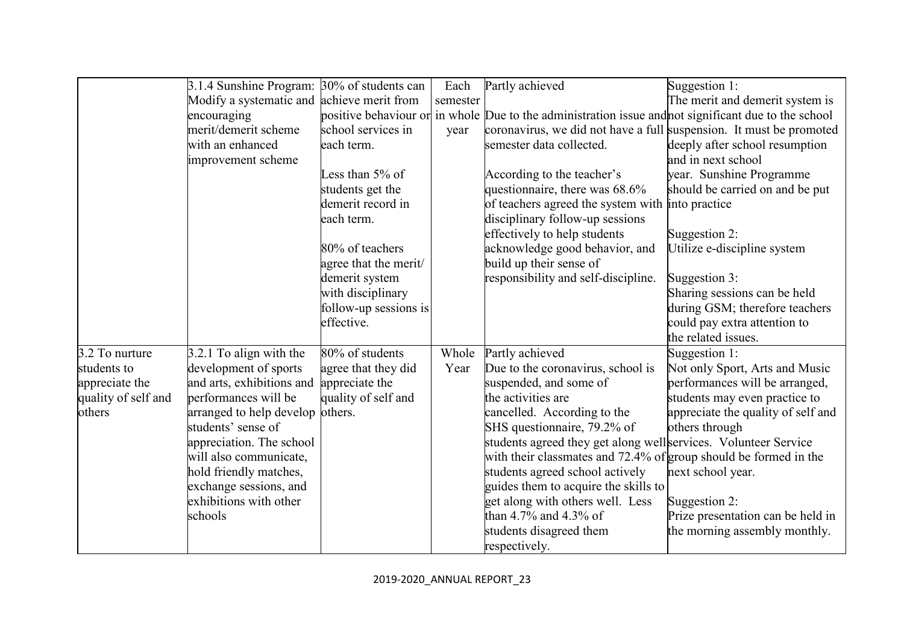|  |  |  |  |  |  |
|---|---|---|---|---|---|
|  | 3.1.4 Sunshine Program: Modify a systematic and encouraging merit/demerit scheme with an enhanced improvement scheme | 30% of students can achieve merit from positive behaviour or school services in each term.<br><br>Less than 5% of students get the demerit record in each term.<br><br>80% of teachers agree that the merit/ demerit system with disciplinary follow-up sessions is effective. | Each semester in whole year | Partly achieved<br><br>Due to the administration issue and coronavirus, we did not have a full semester data collected.<br><br>According to the teacher's questionnaire, there was 68.6% of teachers agreed the system with disciplinary follow-up sessions effectively to help students acknowledge good behavior, and build up their sense of responsibility and self-discipline. | Suggestion 1:<br>The merit and demerit system is not significant due to the school suspension. It must be promoted deeply after school resumption and in next school year. Sunshine Programme should be carried on and be put into practice<br><br>Suggestion 2:<br>Utilize e-discipline system<br><br>Suggestion 3:<br>Sharing sessions can be held during GSM; therefore teachers could pay extra attention to the related issues. |
| 3.2 To nurture students to appreciate the quality of self and others | 3.2.1 To align with the development of sports and arts, exhibitions and performances will be arranged to help develop students' sense of appreciation. The school will also communicate, hold friendly matches, exchange sessions, and exhibitions with other schools | 80% of students agree that they did appreciate the quality of self and others. | Whole Year | Partly achieved<br>Due to the coronavirus, school is suspended, and some of the activities are cancelled. According to the SHS questionnaire, 79.2% of students agreed they get along well with their classmates and 72.4% of students agreed school actively guides them to acquire the skills to get along with others well. Less than 4.7% and 4.3% of students disagreed them respectively. | Suggestion 1:<br>Not only Sport, Arts and Music performances will be arranged, students may even practice to appreciate the quality of self and others through services. Volunteer Service group should be formed in the next school year.<br><br>Suggestion 2:<br>Prize presentation can be held in the morning assembly monthly. |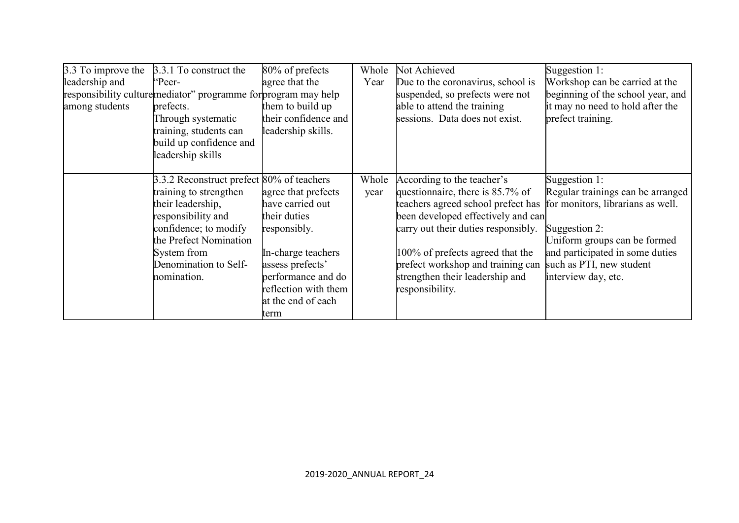| | | | | | |
|---|---|---|---|---|---|
| 3.3 To improve the leadership and responsibility culture among students | 3.3.1 To construct the "Peer-mediator" programme for prefects.<br>Through systematic training, students can build up confidence and leadership skills | 80% of prefects agree that the program may help them to build up their confidence and leadership skills. | Whole Year | Not Achieved<br>Due to the coronavirus, school is suspended, so prefects were not able to attend the training sessions. Data does not exist. | Suggestion 1:<br>Workshop can be carried at the beginning of the school year, and it may no need to hold after the prefect training. |
| | 3.3.2 Reconstruct prefect training to strengthen their leadership, responsibility and confidence; to modify the Prefect Nomination System from Denomination to Self-nomination. | 80% of teachers agree that prefects have carried out their duties responsibly.<br><br>In-charge teachers assess prefects' performance and do reflection with them at the end of each term | Whole year | According to the teacher's questionnaire, there is 85.7% of teachers agreed school prefect has been developed effectively and can carry out their duties responsibly.<br><br>100% of prefects agreed that the prefect workshop and training can strengthen their leadership and responsibility. | Suggestion 1:<br>Regular trainings can be arranged for monitors, librarians as well.<br><br>Suggestion 2:<br>Uniform groups can be formed and participated in some duties such as PTI, new student interview day, etc. |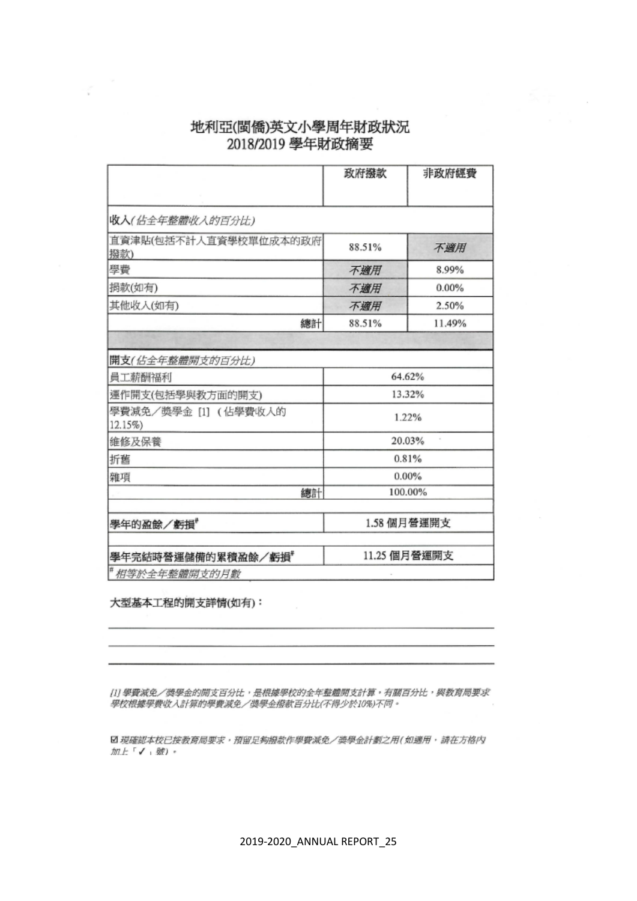# 地利亞(閩僑)英文小學周年財政狀況
## 2018/2019 學年財政摘要

| | 政府撥款 | 非政府經費 |
|---|---|---|
| **收入**(*佔全年整體收入的百分比*) | | |
| 直資津貼(包括不計入直資學校單位成本的政府撥款) | 88.51% | *不適用* |
| 學費 | *不適用* | 8.99% |
| 捐款(如有) | *不適用* | 0.00% |
| 其他收入(如有) | *不適用* | 2.50% |
| 總計 | 88.51% | 11.49% |
| | | |
| **開支**(*佔全年整體開支的百分比*) | | |
| 員工薪酬福利 | 64.62% | |
| 運作開支(包括學與教方面的開支) | 13.32% | |
| 學費減免／獎學金 [1] (佔學費收入的12.15%) | 1.22% | |
| 維修及保養 | 20.03% | |
| 折舊 | 0.81% | |
| 雜項 | 0.00% | |
| 總計 | 100.00% | |
| | | |
| 學年的盈餘／虧損# | 1.58 個月營運開支 | |
| | | |
| 學年完結時營運儲備的累積盈餘／虧損# | 11.25 個月營運開支 | |
| # *相等於全年整體開支的月數* | | |

大型基本工程的開支詳情(如有)：

*[1] 學費減免／獎學金的開支百分比，是根據學校的全年整體開支計算。有關百分比，與教育局要求學校根據學費收入計算的學費減免／獎學金撥款百分比(不得少於10%)不同。*

☑ *現確認本校已按教育局要求，預留足夠撥款作學費減免／獎學金計劃之用(如適用，請在方格內加上「✓」號)。*